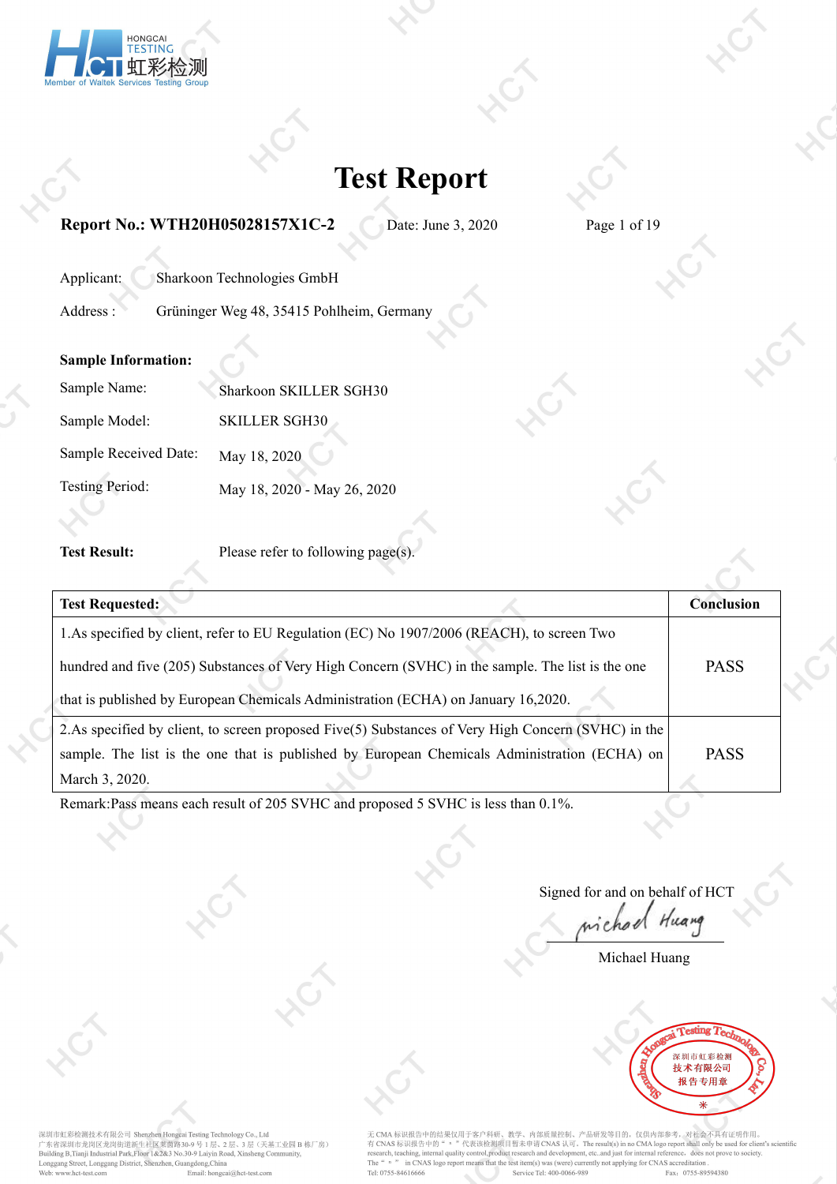# Test Report

**Report No.: WTH20H05028157X1C-2** Date: June 3, 2020

Applicant: Sharkoon Technologies GmbH

Address : Grüninger Weg 48, 35415 Pohlheim, Germany

**Sample Information:**

Sample Name: Sharkoon SKILLER SGH30

Sample Model: SKILLER SGH30

Sample Received Date: May 18, 2020

Testing Period: May 18, 2020 - May 26, 2020

**Test Result:** Please refer to following page(s).

| **Test Requested:** | **Conclusion** |
|---|---|
| 1.As specified by client, refer to EU Regulation (EC) No 1907/2006 (REACH), to screen Two hundred and five (205) Substances of Very High Concern (SVHC) in the sample. The list is the one that is published by European Chemicals Administration (ECHA) on January 16,2020. | PASS |
| 2.As specified by client, to screen proposed Five(5) Substances of Very High Concern (SVHC) in the sample. The list is the one that is published by European Chemicals Administration (ECHA) on March 3, 2020. | PASS |

Remark:Pass means each result of 205 SVHC and proposed 5 SVHC is less than 0.1%.

Signed for and on behalf of HCT

Michael Huang

Michael Huang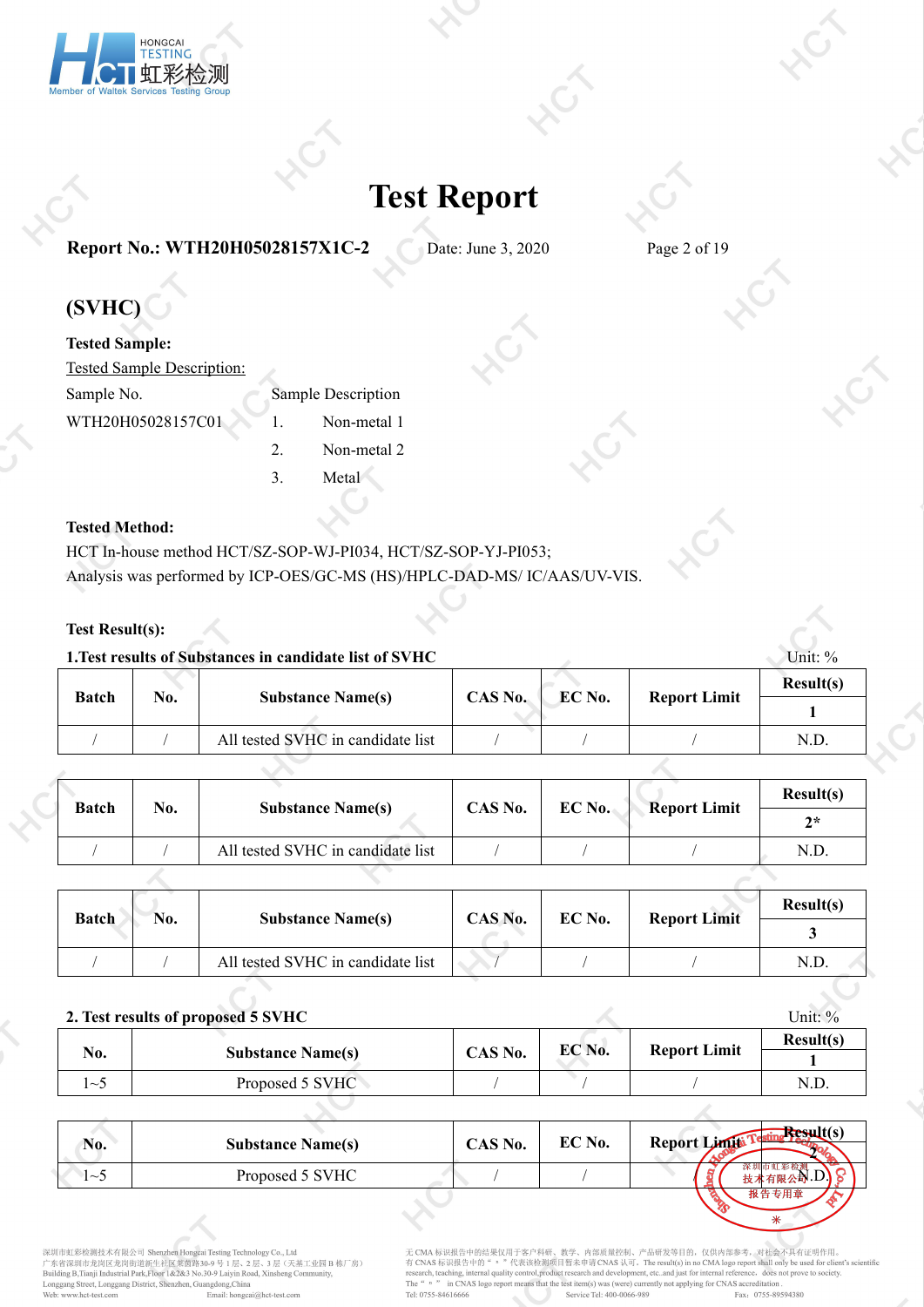# Test Report

**Report No.: WTH20H05028157X1C-2** Date: June 3, 2020

## (SVHC)

**Tested Sample:**

Tested Sample Description:

| Sample No. | Sample Description |
|---|---|
| WTH20H05028157C01 | 1. Non-metal 1 |
| | 2. Non-metal 2 |
| | 3. Metal |

**Tested Method:**

HCT In-house method HCT/SZ-SOP-WJ-PI034, HCT/SZ-SOP-YJ-PI053;
Analysis was performed by ICP-OES/GC-MS (HS)/HPLC-DAD-MS/ IC/AAS/UV-VIS.

**Test Result(s):**

**1.Test results of Substances in candidate list of SVHC** Unit: %

| Batch | No. | Substance Name(s) | CAS No. | EC No. | Report Limit | Result(s) |
|---|---|---|---|---|---|---|
| | | | | | | 1 |
| / | / | All tested SVHC in candidate list | / | / | / | N.D. |

| Batch | No. | Substance Name(s) | CAS No. | EC No. | Report Limit | Result(s) |
|---|---|---|---|---|---|---|
| | | | | | | 2* |
| / | / | All tested SVHC in candidate list | / | / | / | N.D. |

| Batch | No. | Substance Name(s) | CAS No. | EC No. | Report Limit | Result(s) |
|---|---|---|---|---|---|---|
| | | | | | | 3 |
| / | / | All tested SVHC in candidate list | / | / | / | N.D. |

**2. Test results of proposed 5 SVHC** Unit: %

| No. | Substance Name(s) | CAS No. | EC No. | Report Limit | Result(s) |
|---|---|---|---|---|---|
| | | | | | 1 |
| 1~5 | Proposed 5 SVHC | / | / | / | N.D. |

| No. | Substance Name(s) | CAS No. | EC No. | Report Limit | Result(s) |
|---|---|---|---|---|---|
| | | | | | 2 |
| 1~5 | Proposed 5 SVHC | / | / | / | N.D. |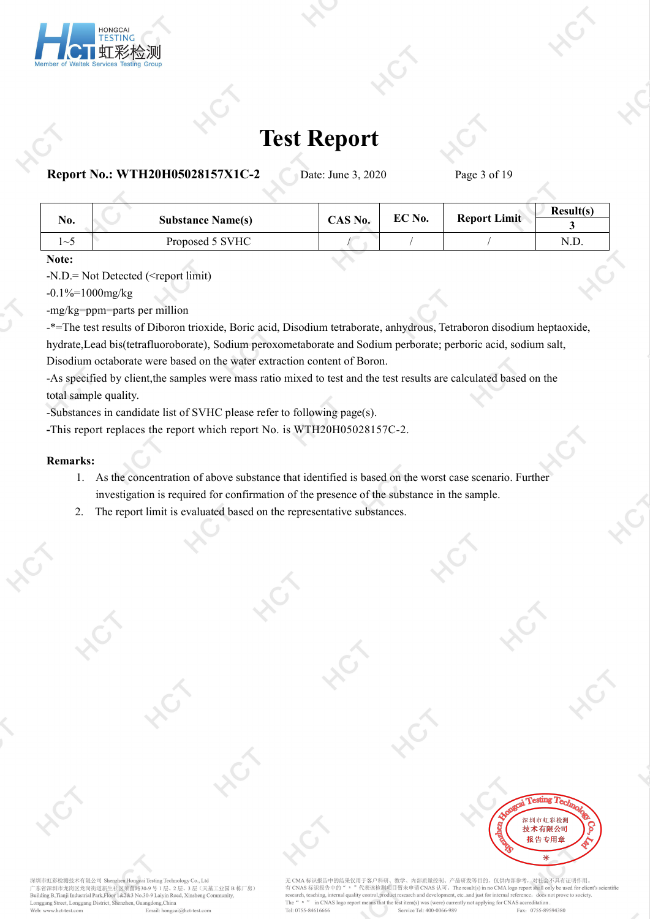# Test Report

**Report No.: WTH20H05028157X1C-2** Date: June 3, 2020

| No. | Substance Name(s) | CAS No. | EC No. | Report Limit | Result(s) |
|---|---|---|---|---|---|
| | | | | | 3 |
| 1~5 | Proposed 5 SVHC | / | / | / | N.D. |

**Note:**

-N.D.= Not Detected (<report limit)

-0.1%=1000mg/kg

-mg/kg=ppm=parts per million

-*=The test results of Diboron trioxide, Boric acid, Disodium tetraborate, anhydrous, Tetraboron disodium heptaoxide, hydrate,Lead bis(tetrafluoroborate), Sodium peroxometaborate and Sodium perborate; perboric acid, sodium salt, Disodium octaborate were based on the water extraction content of Boron.

-As specified by client,the samples were mass ratio mixed to test and the test results are calculated based on the total sample quality.

-Substances in candidate list of SVHC please refer to following page(s).

-This report replaces the report which report No. is WTH20H05028157C-2.

**Remarks:**

1. As the concentration of above substance that identified is based on the worst case scenario. Further investigation is required for confirmation of the presence of the substance in the sample.
2. The report limit is evaluated based on the representative substances.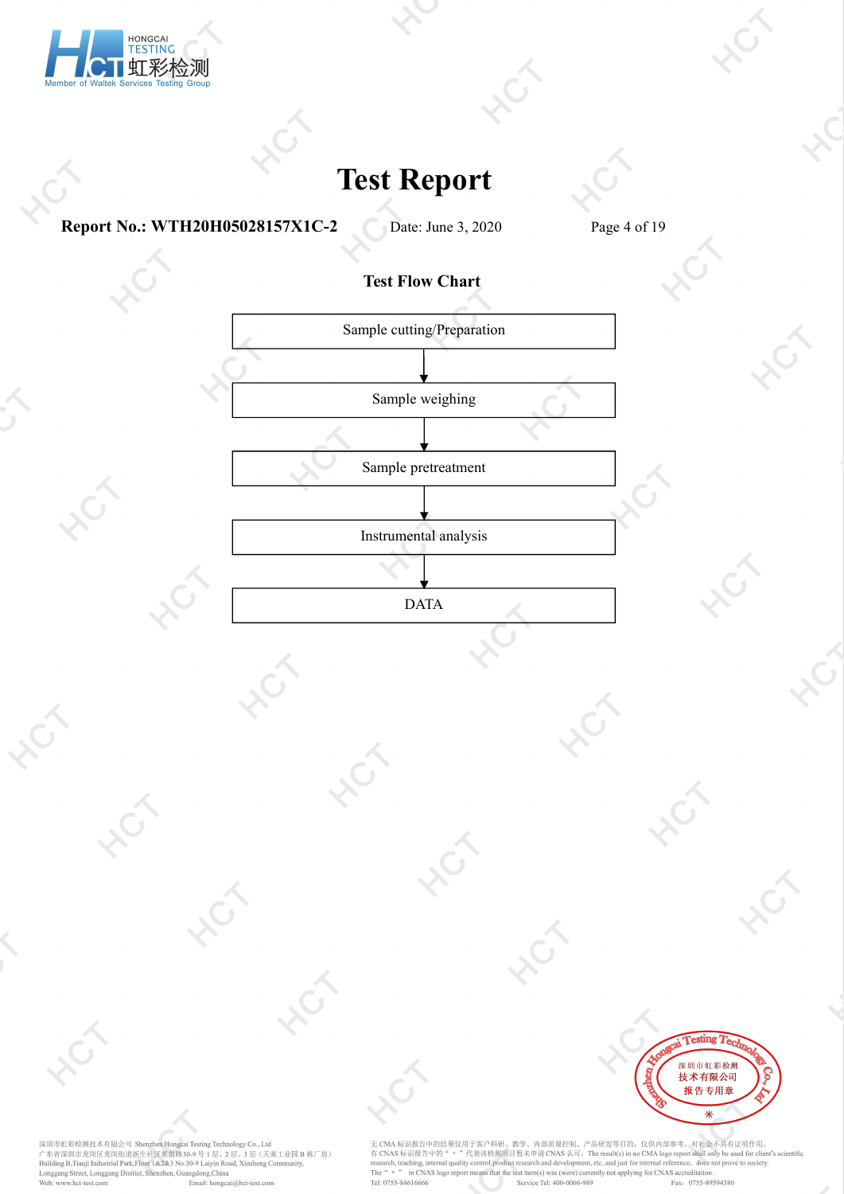# Test Report

**Report No.: WTH20H05028157X1C-2** Date: June 3, 2020

**Test Flow Chart**

Sample cutting/Preparation

↓

Sample weighing

↓

Sample pretreatment

↓

Instrumental analysis

↓

DATA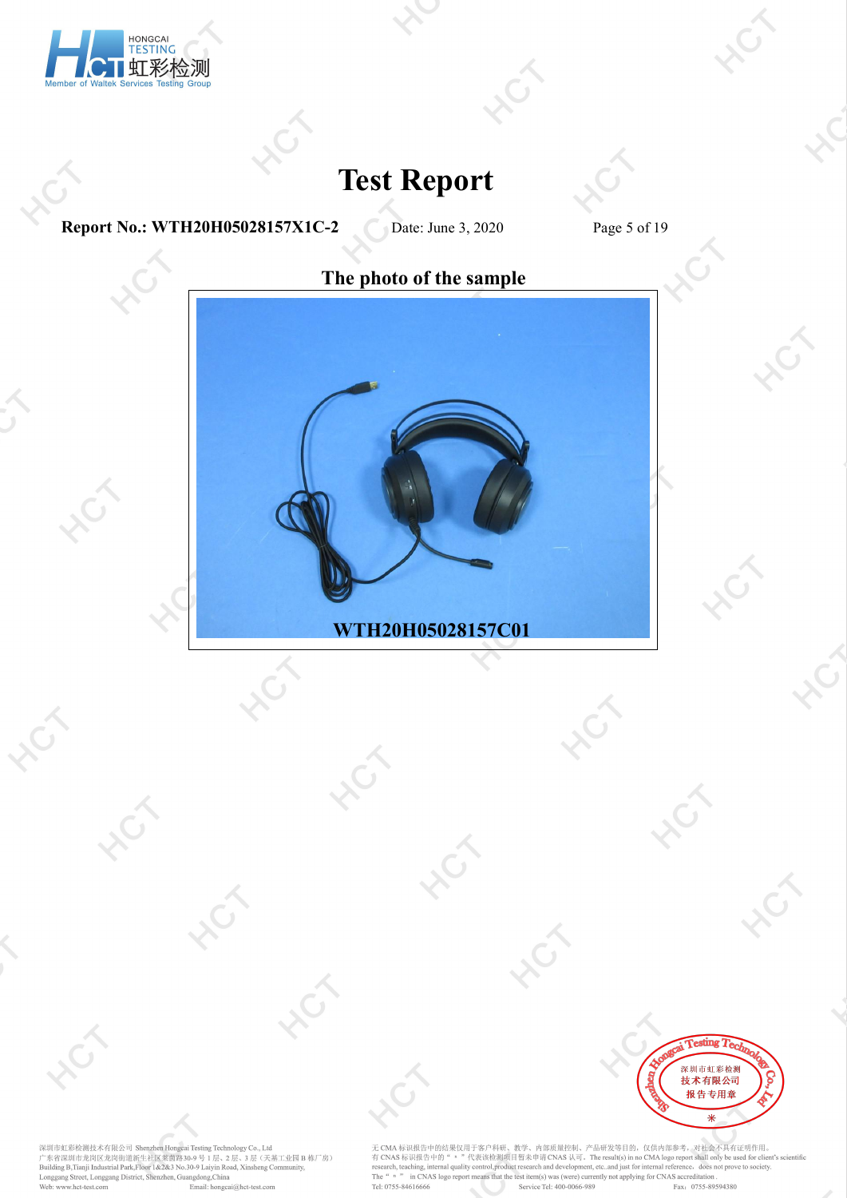# Test Report

**Report No.: WTH20H05028157X1C-2** Date: June 3, 2020

## The photo of the sample

WTH20H05028157C01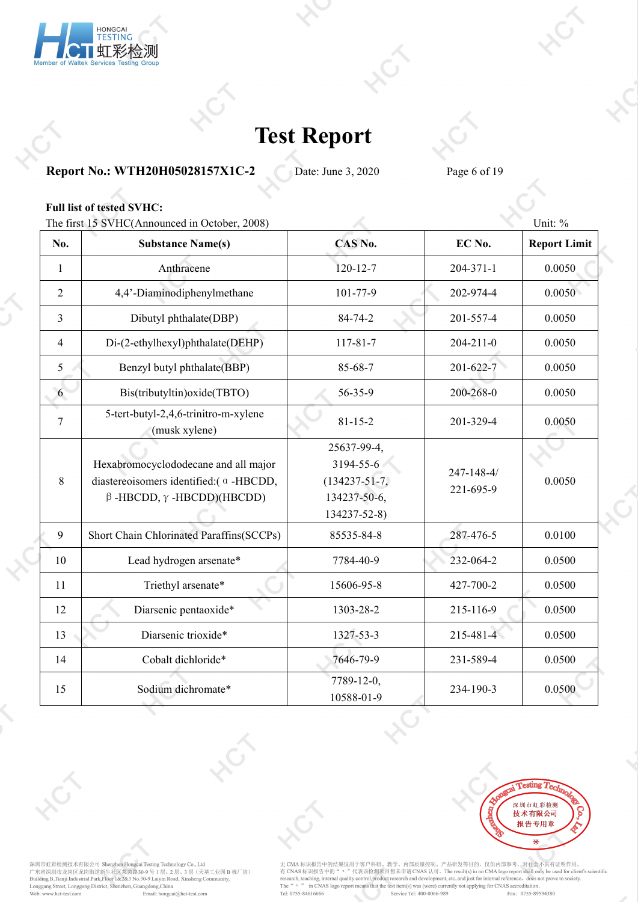# Test Report

**Report No.: WTH20H05028157X1C-2** Date: June 3, 2020

**Full list of tested SVHC:**

The first 15 SVHC(Announced in October, 2008) Unit: %

| No. | Substance Name(s) | CAS No. | EC No. | Report Limit |
|---|---|---|---|---|
| 1 | Anthracene | 120-12-7 | 204-371-1 | 0.0050 |
| 2 | 4,4'-Diaminodiphenylmethane | 101-77-9 | 202-974-4 | 0.0050 |
| 3 | Dibutyl phthalate(DBP) | 84-74-2 | 201-557-4 | 0.0050 |
| 4 | Di-(2-ethylhexyl)phthalate(DEHP) | 117-81-7 | 204-211-0 | 0.0050 |
| 5 | Benzyl butyl phthalate(BBP) | 85-68-7 | 201-622-7 | 0.0050 |
| 6 | Bis(tributyltin)oxide(TBTO) | 56-35-9 | 200-268-0 | 0.0050 |
| 7 | 5-tert-butyl-2,4,6-trinitro-m-xylene (musk xylene) | 81-15-2 | 201-329-4 | 0.0050 |
| 8 | Hexabromocyclododecane and all major diastereoisomers identified:( α -HBCDD, β -HBCDD, γ -HBCDD)(HBCDD) | 25637-99-4, 3194-55-6 (134237-51-7, 134237-50-6, 134237-52-8) | 247-148-4/ 221-695-9 | 0.0050 |
| 9 | Short Chain Chlorinated Paraffins(SCCPs) | 85535-84-8 | 287-476-5 | 0.0100 |
| 10 | Lead hydrogen arsenate* | 7784-40-9 | 232-064-2 | 0.0500 |
| 11 | Triethyl arsenate* | 15606-95-8 | 427-700-2 | 0.0500 |
| 12 | Diarsenic pentaoxide* | 1303-28-2 | 215-116-9 | 0.0500 |
| 13 | Diarsenic trioxide* | 1327-53-3 | 215-481-4 | 0.0500 |
| 14 | Cobalt dichloride* | 7646-79-9 | 231-589-4 | 0.0500 |
| 15 | Sodium dichromate* | 7789-12-0, 10588-01-9 | 234-190-3 | 0.0500 |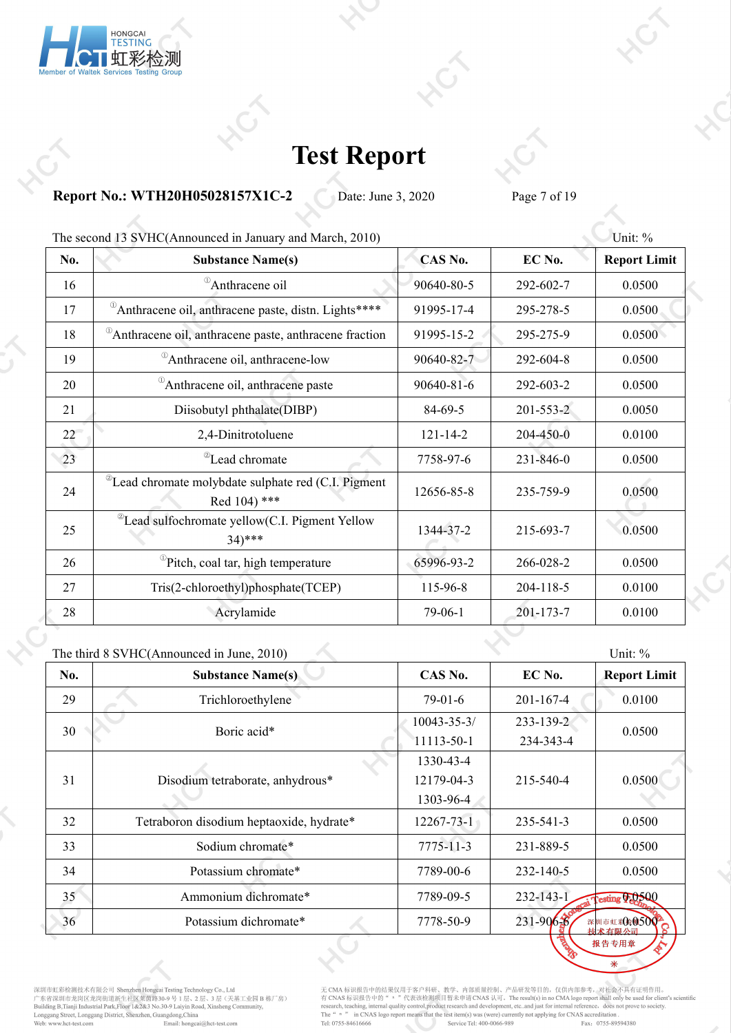# Test Report

**Report No.: WTH20H05028157X1C-2** Date: June 3, 2020

The second 13 SVHC(Announced in January and March, 2010) Unit: %

| No. | Substance Name(s) | CAS No. | EC No. | Report Limit |
|---|---|---|---|---|
| 16 | ①Anthracene oil | 90640-80-5 | 292-602-7 | 0.0500 |
| 17 | ①Anthracene oil, anthracene paste, distn. Lights**** | 91995-17-4 | 295-278-5 | 0.0500 |
| 18 | ①Anthracene oil, anthracene paste, anthracene fraction | 91995-15-2 | 295-275-9 | 0.0500 |
| 19 | ①Anthracene oil, anthracene-low | 90640-82-7 | 292-604-8 | 0.0500 |
| 20 | ①Anthracene oil, anthracene paste | 90640-81-6 | 292-603-2 | 0.0500 |
| 21 | Diisobutyl phthalate(DIBP) | 84-69-5 | 201-553-2 | 0.0050 |
| 22 | 2,4-Dinitrotoluene | 121-14-2 | 204-450-0 | 0.0100 |
| 23 | ②Lead chromate | 7758-97-6 | 231-846-0 | 0.0500 |
| 24 | ②Lead chromate molybdate sulphate red (C.I. Pigment Red 104) *** | 12656-85-8 | 235-759-9 | 0.0500 |
| 25 | ②Lead sulfochromate yellow(C.I. Pigment Yellow 34)*** | 1344-37-2 | 215-693-7 | 0.0500 |
| 26 | ①Pitch, coal tar, high temperature | 65996-93-2 | 266-028-2 | 0.0500 |
| 27 | Tris(2-chloroethyl)phosphate(TCEP) | 115-96-8 | 204-118-5 | 0.0100 |
| 28 | Acrylamide | 79-06-1 | 201-173-7 | 0.0100 |

The third 8 SVHC(Announced in June, 2010) Unit: %

| No. | Substance Name(s) | CAS No. | EC No. | Report Limit |
|---|---|---|---|---|
| 29 | Trichloroethylene | 79-01-6 | 201-167-4 | 0.0100 |
| 30 | Boric acid* | 10043-35-3/ 11113-50-1 | 233-139-2 234-343-4 | 0.0500 |
| 31 | Disodium tetraborate, anhydrous* | 1330-43-4 12179-04-3 1303-96-4 | 215-540-4 | 0.0500 |
| 32 | Tetraboron disodium heptaoxide, hydrate* | 12267-73-1 | 235-541-3 | 0.0500 |
| 33 | Sodium chromate* | 7775-11-3 | 231-889-5 | 0.0500 |
| 34 | Potassium chromate* | 7789-00-6 | 232-140-5 | 0.0500 |
| 35 | Ammonium dichromate* | 7789-09-5 | 232-143-1 | 0.0500 |
| 36 | Potassium dichromate* | 7778-50-9 | 231-906-6 | 0.0500 |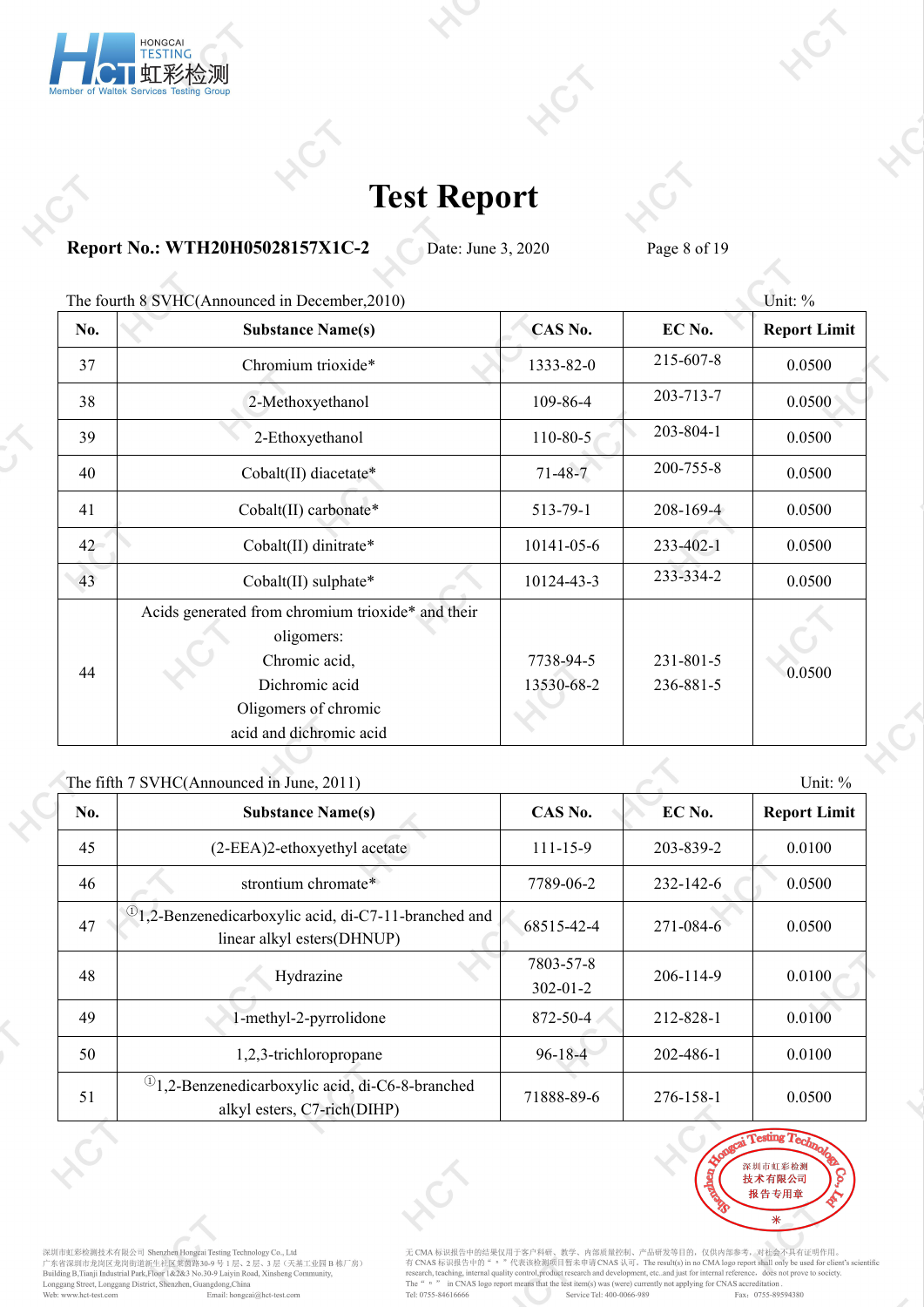# Test Report

**Report No.: WTH20H05028157X1C-2** Date: June 3, 2020

The fourth 8 SVHC(Announced in December,2010) Unit: %

| No. | Substance Name(s) | CAS No. | EC No. | Report Limit |
|---|---|---|---|---|
| 37 | Chromium trioxide* | 1333-82-0 | 215-607-8 | 0.0500 |
| 38 | 2-Methoxyethanol | 109-86-4 | 203-713-7 | 0.0500 |
| 39 | 2-Ethoxyethanol | 110-80-5 | 203-804-1 | 0.0500 |
| 40 | Cobalt(II) diacetate* | 71-48-7 | 200-755-8 | 0.0500 |
| 41 | Cobalt(II) carbonate* | 513-79-1 | 208-169-4 | 0.0500 |
| 42 | Cobalt(II) dinitrate* | 10141-05-6 | 233-402-1 | 0.0500 |
| 43 | Cobalt(II) sulphate* | 10124-43-3 | 233-334-2 | 0.0500 |
| 44 | Acids generated from chromium trioxide* and their oligomers: Chromic acid, Dichromic acid Oligomers of chromic acid and dichromic acid | 7738-94-5 13530-68-2 | 231-801-5 236-881-5 | 0.0500 |

The fifth 7 SVHC(Announced in June, 2011) Unit: %

| No. | Substance Name(s) | CAS No. | EC No. | Report Limit |
|---|---|---|---|---|
| 45 | (2-EEA)2-ethoxyethyl acetate | 111-15-9 | 203-839-2 | 0.0100 |
| 46 | strontium chromate* | 7789-06-2 | 232-142-6 | 0.0500 |
| 47 | ①1,2-Benzenedicarboxylic acid, di-C7-11-branched and linear alkyl esters(DHNUP) | 68515-42-4 | 271-084-6 | 0.0500 |
| 48 | Hydrazine | 7803-57-8 302-01-2 | 206-114-9 | 0.0100 |
| 49 | 1-methyl-2-pyrrolidone | 872-50-4 | 212-828-1 | 0.0100 |
| 50 | 1,2,3-trichloropropane | 96-18-4 | 202-486-1 | 0.0100 |
| 51 | ①1,2-Benzenedicarboxylic acid, di-C6-8-branched alkyl esters, C7-rich(DIHP) | 71888-89-6 | 276-158-1 | 0.0500 |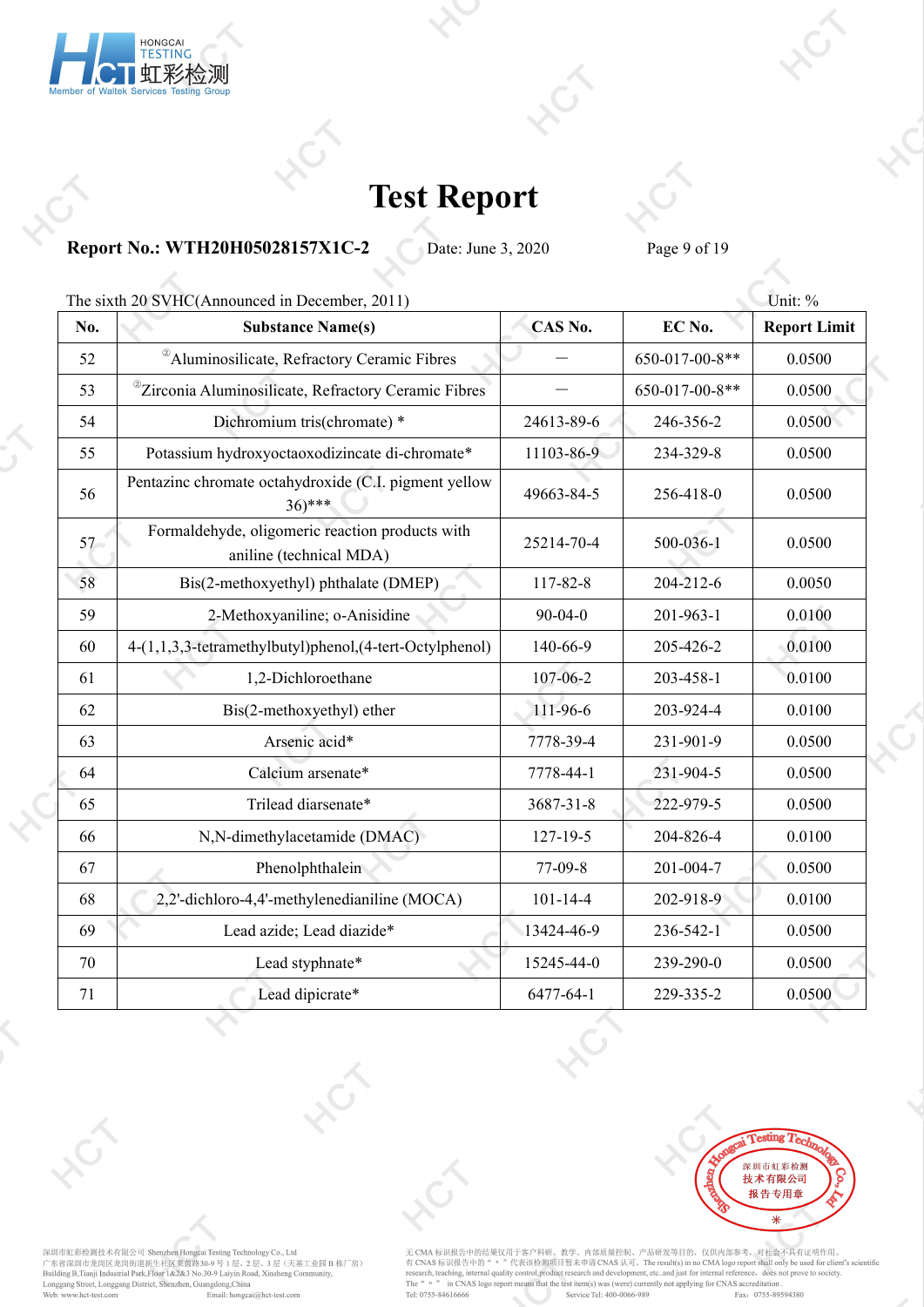# Test Report

**Report No.: WTH20H05028157X1C-2** Date: June 3, 2020

The sixth 20 SVHC(Announced in December, 2011) Unit: %

| No. | Substance Name(s) | CAS No. | EC No. | Report Limit |
|---|---|---|---|---|
| 52 | ②Aluminosilicate, Refractory Ceramic Fibres | — | 650-017-00-8** | 0.0500 |
| 53 | ②Zirconia Aluminosilicate, Refractory Ceramic Fibres | — | 650-017-00-8** | 0.0500 |
| 54 | Dichromium tris(chromate) * | 24613-89-6 | 246-356-2 | 0.0500 |
| 55 | Potassium hydroxyoctaoxodizincate di-chromate* | 11103-86-9 | 234-329-8 | 0.0500 |
| 56 | Pentazinc chromate octahydroxide (C.I. pigment yellow 36)*** | 49663-84-5 | 256-418-0 | 0.0500 |
| 57 | Formaldehyde, oligomeric reaction products with aniline (technical MDA) | 25214-70-4 | 500-036-1 | 0.0500 |
| 58 | Bis(2-methoxyethyl) phthalate (DMEP) | 117-82-8 | 204-212-6 | 0.0050 |
| 59 | 2-Methoxyaniline; o-Anisidine | 90-04-0 | 201-963-1 | 0.0100 |
| 60 | 4-(1,1,3,3-tetramethylbutyl)phenol,(4-tert-Octylphenol) | 140-66-9 | 205-426-2 | 0.0100 |
| 61 | 1,2-Dichloroethane | 107-06-2 | 203-458-1 | 0.0100 |
| 62 | Bis(2-methoxyethyl) ether | 111-96-6 | 203-924-4 | 0.0100 |
| 63 | Arsenic acid* | 7778-39-4 | 231-901-9 | 0.0500 |
| 64 | Calcium arsenate* | 7778-44-1 | 231-904-5 | 0.0500 |
| 65 | Trilead diarsenate* | 3687-31-8 | 222-979-5 | 0.0500 |
| 66 | N,N-dimethylacetamide (DMAC) | 127-19-5 | 204-826-4 | 0.0100 |
| 67 | Phenolphthalein | 77-09-8 | 201-004-7 | 0.0500 |
| 68 | 2,2'-dichloro-4,4'-methylenedianiline (MOCA) | 101-14-4 | 202-918-9 | 0.0100 |
| 69 | Lead azide; Lead diazide* | 13424-46-9 | 236-542-1 | 0.0500 |
| 70 | Lead styphnate* | 15245-44-0 | 239-290-0 | 0.0500 |
| 71 | Lead dipicrate* | 6477-64-1 | 229-335-2 | 0.0500 |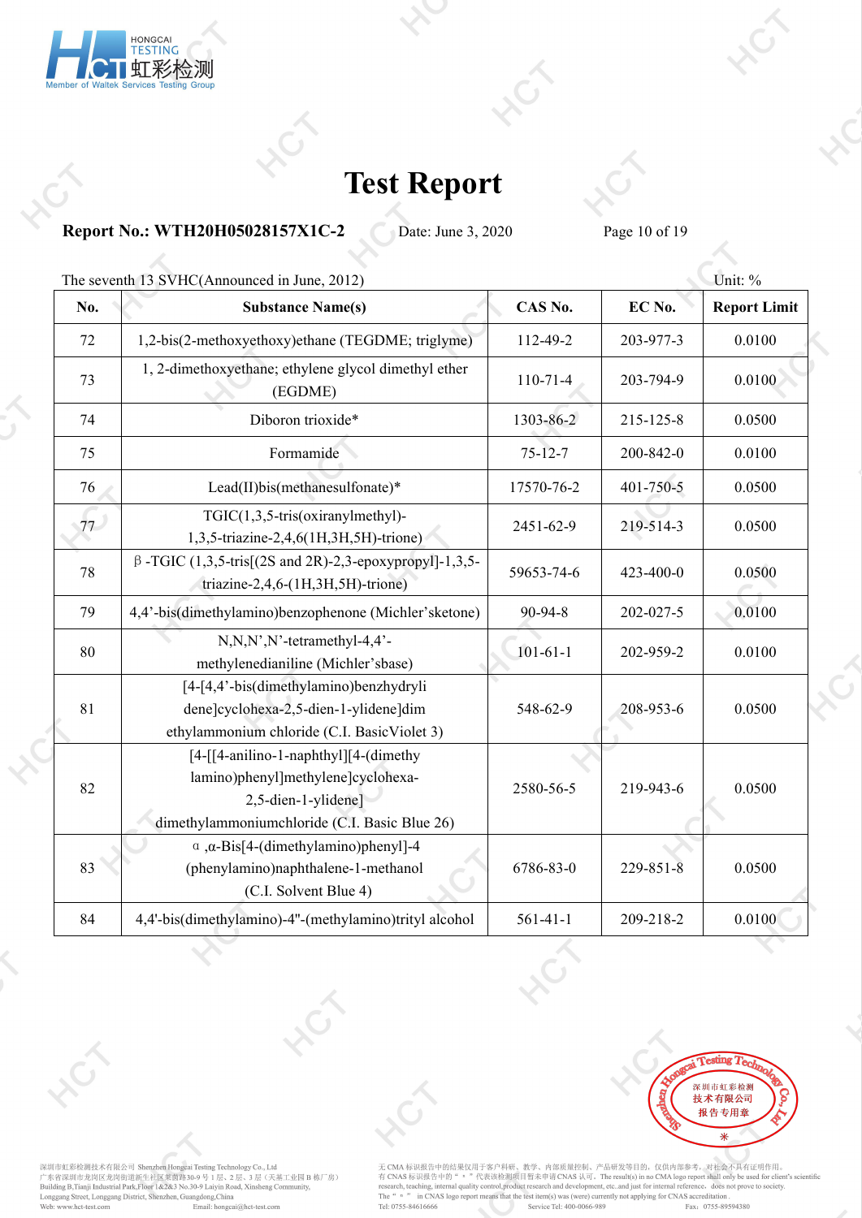# Test Report

**Report No.: WTH20H05028157X1C-2** Date: June 3, 2020

The seventh 13 SVHC(Announced in June, 2012) Unit: %

| No. | Substance Name(s) | CAS No. | EC No. | Report Limit |
|---|---|---|---|---|
| 72 | 1,2-bis(2-methoxyethoxy)ethane (TEGDME; triglyme) | 112-49-2 | 203-977-3 | 0.0100 |
| 73 | 1, 2-dimethoxyethane; ethylene glycol dimethyl ether (EGDME) | 110-71-4 | 203-794-9 | 0.0100 |
| 74 | Diboron trioxide* | 1303-86-2 | 215-125-8 | 0.0500 |
| 75 | Formamide | 75-12-7 | 200-842-0 | 0.0100 |
| 76 | Lead(II)bis(methanesulfonate)* | 17570-76-2 | 401-750-5 | 0.0500 |
| 77 | TGIC(1,3,5-tris(oxiranylmethyl)-1,3,5-triazine-2,4,6(1H,3H,5H)-trione) | 2451-62-9 | 219-514-3 | 0.0500 |
| 78 | β-TGIC (1,3,5-tris[(2S and 2R)-2,3-epoxypropyl]-1,3,5-triazine-2,4,6-(1H,3H,5H)-trione) | 59653-74-6 | 423-400-0 | 0.0500 |
| 79 | 4,4'-bis(dimethylamino)benzophenone (Michler'sketone) | 90-94-8 | 202-027-5 | 0.0100 |
| 80 | N,N,N',N'-tetramethyl-4,4'-methylenedianiline (Michler'sbase) | 101-61-1 | 202-959-2 | 0.0100 |
| 81 | [4-[4,4'-bis(dimethylamino)benzhydrylidene]cyclohexa-2,5-dien-1-ylidene]dimethylammonium chloride (C.I. BasicViolet 3) | 548-62-9 | 208-953-6 | 0.0500 |
| 82 | [4-[[4-anilino-1-naphthyl][4-(dimethylamino)phenyl]methylene]cyclohexa-2,5-dien-1-ylidene] dimethylammoniumchloride (C.I. Basic Blue 26) | 2580-56-5 | 219-943-6 | 0.0500 |
| 83 | α,α-Bis[4-(dimethylamino)phenyl]-4 (phenylamino)naphthalene-1-methanol (C.I. Solvent Blue 4) | 6786-83-0 | 229-851-8 | 0.0500 |
| 84 | 4,4'-bis(dimethylamino)-4"-(methylamino)trityl alcohol | 561-41-1 | 209-218-2 | 0.0100 |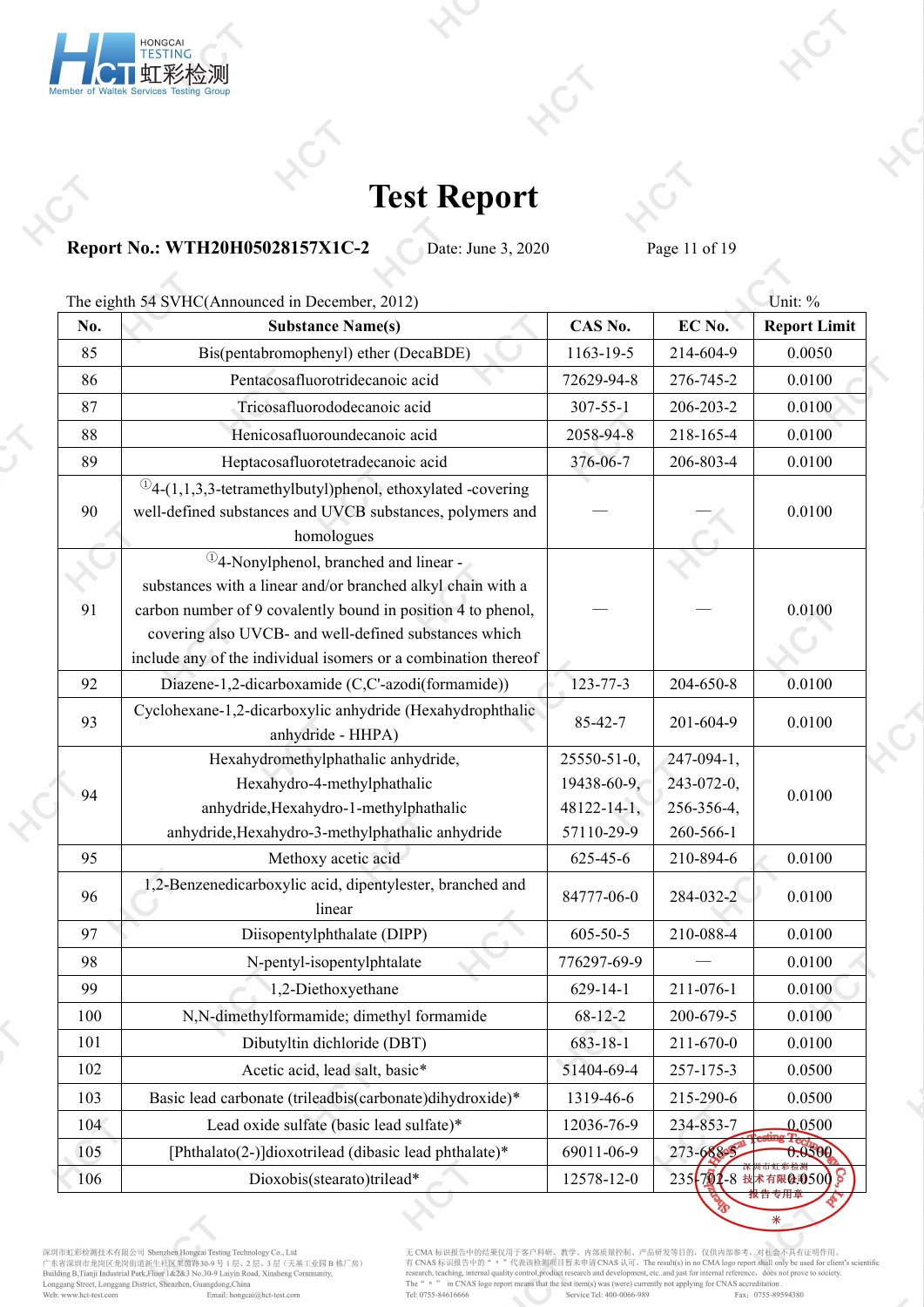# Test Report

**Report No.: WTH20H05028157X1C-2** Date: June 3, 2020

The eighth 54 SVHC(Announced in December, 2012) Unit: %

| No. | Substance Name(s) | CAS No. | EC No. | Report Limit |
|---|---|---|---|---|
| 85 | Bis(pentabromophenyl) ether (DecaBDE) | 1163-19-5 | 214-604-9 | 0.0050 |
| 86 | Pentacosafluorotridecanoic acid | 72629-94-8 | 276-745-2 | 0.0100 |
| 87 | Tricosafluorododecanoic acid | 307-55-1 | 206-203-2 | 0.0100 |
| 88 | Henicosafluoroundecanoic acid | 2058-94-8 | 218-165-4 | 0.0100 |
| 89 | Heptacosafluorotetradecanoic acid | 376-06-7 | 206-803-4 | 0.0100 |
| 90 | ①4-(1,1,3,3-tetramethylbutyl)phenol, ethoxylated -covering well-defined substances and UVCB substances, polymers and homologues | — | — | 0.0100 |
| 91 | ①4-Nonylphenol, branched and linear - substances with a linear and/or branched alkyl chain with a carbon number of 9 covalently bound in position 4 to phenol, covering also UVCB- and well-defined substances which include any of the individual isomers or a combination thereof | — | — | 0.0100 |
| 92 | Diazene-1,2-dicarboxamide (C,C'-azodi(formamide)) | 123-77-3 | 204-650-8 | 0.0100 |
| 93 | Cyclohexane-1,2-dicarboxylic anhydride (Hexahydrophthalic anhydride - HHPA) | 85-42-7 | 201-604-9 | 0.0100 |
| 94 | Hexahydromethylphathalic anhydride, Hexahydro-4-methylphathalic anhydride,Hexahydro-1-methylphathalic anhydride,Hexahydro-3-methylphathalic anhydride | 25550-51-0, 19438-60-9, 48122-14-1, 57110-29-9 | 247-094-1, 243-072-0, 256-356-4, 260-566-1 | 0.0100 |
| 95 | Methoxy acetic acid | 625-45-6 | 210-894-6 | 0.0100 |
| 96 | 1,2-Benzenedicarboxylic acid, dipentylester, branched and linear | 84777-06-0 | 284-032-2 | 0.0100 |
| 97 | Diisopentylphthalate (DIPP) | 605-50-5 | 210-088-4 | 0.0100 |
| 98 | N-pentyl-isopentylphtalate | 776297-69-9 | — | 0.0100 |
| 99 | 1,2-Diethoxyethane | 629-14-1 | 211-076-1 | 0.0100 |
| 100 | N,N-dimethylformamide; dimethyl formamide | 68-12-2 | 200-679-5 | 0.0100 |
| 101 | Dibutyltin dichloride (DBT) | 683-18-1 | 211-670-0 | 0.0100 |
| 102 | Acetic acid, lead salt, basic* | 51404-69-4 | 257-175-3 | 0.0500 |
| 103 | Basic lead carbonate (trileadbis(carbonate)dihydroxide)* | 1319-46-6 | 215-290-6 | 0.0500 |
| 104 | Lead oxide sulfate (basic lead sulfate)* | 12036-76-9 | 234-853-7 | 0.0500 |
| 105 | [Phthalato(2-)]dioxotrilead (dibasic lead phthalate)* | 69011-06-9 | 273-688-5 | 0.0500 |
| 106 | Dioxobis(stearato)trilead* | 12578-12-0 | 235-702-8 | 0.0500 |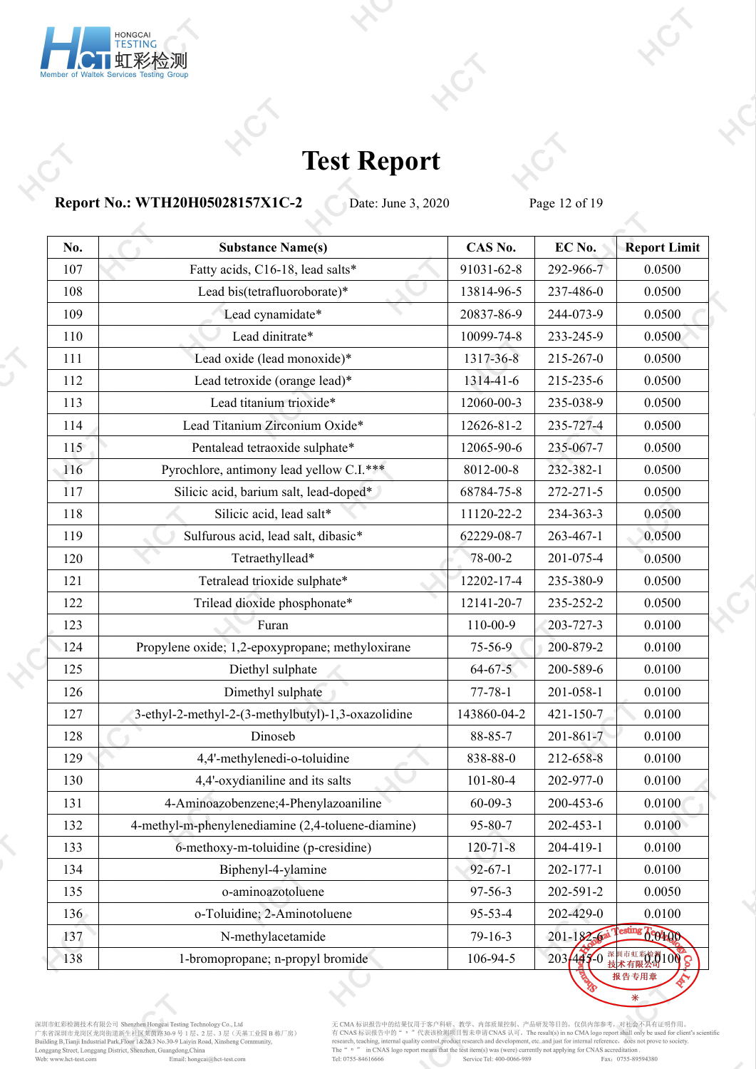# Test Report

**Report No.: WTH20H05028157X1C-2** Date: June 3, 2020

| No. | Substance Name(s) | CAS No. | EC No. | Report Limit |
|---|---|---|---|---|
| 107 | Fatty acids, C16-18, lead salts* | 91031-62-8 | 292-966-7 | 0.0500 |
| 108 | Lead bis(tetrafluoroborate)* | 13814-96-5 | 237-486-0 | 0.0500 |
| 109 | Lead cynamidate* | 20837-86-9 | 244-073-9 | 0.0500 |
| 110 | Lead dinitrate* | 10099-74-8 | 233-245-9 | 0.0500 |
| 111 | Lead oxide (lead monoxide)* | 1317-36-8 | 215-267-0 | 0.0500 |
| 112 | Lead tetroxide (orange lead)* | 1314-41-6 | 215-235-6 | 0.0500 |
| 113 | Lead titanium trioxide* | 12060-00-3 | 235-038-9 | 0.0500 |
| 114 | Lead Titanium Zirconium Oxide* | 12626-81-2 | 235-727-4 | 0.0500 |
| 115 | Pentalead tetraoxide sulphate* | 12065-90-6 | 235-067-7 | 0.0500 |
| 116 | Pyrochlore, antimony lead yellow C.I.*** | 8012-00-8 | 232-382-1 | 0.0500 |
| 117 | Silicic acid, barium salt, lead-doped* | 68784-75-8 | 272-271-5 | 0.0500 |
| 118 | Silicic acid, lead salt* | 11120-22-2 | 234-363-3 | 0.0500 |
| 119 | Sulfurous acid, lead salt, dibasic* | 62229-08-7 | 263-467-1 | 0.0500 |
| 120 | Tetraethyllead* | 78-00-2 | 201-075-4 | 0.0500 |
| 121 | Tetralead trioxide sulphate* | 12202-17-4 | 235-380-9 | 0.0500 |
| 122 | Trilead dioxide phosphonate* | 12141-20-7 | 235-252-2 | 0.0500 |
| 123 | Furan | 110-00-9 | 203-727-3 | 0.0100 |
| 124 | Propylene oxide; 1,2-epoxypropane; methyloxirane | 75-56-9 | 200-879-2 | 0.0100 |
| 125 | Diethyl sulphate | 64-67-5 | 200-589-6 | 0.0100 |
| 126 | Dimethyl sulphate | 77-78-1 | 201-058-1 | 0.0100 |
| 127 | 3-ethyl-2-methyl-2-(3-methylbutyl)-1,3-oxazolidine | 143860-04-2 | 421-150-7 | 0.0100 |
| 128 | Dinoseb | 88-85-7 | 201-861-7 | 0.0100 |
| 129 | 4,4'-methylenedi-o-toluidine | 838-88-0 | 212-658-8 | 0.0100 |
| 130 | 4,4'-oxydianiline and its salts | 101-80-4 | 202-977-0 | 0.0100 |
| 131 | 4-Aminoazobenzene;4-Phenylazoaniline | 60-09-3 | 200-453-6 | 0.0100 |
| 132 | 4-methyl-m-phenylenediamine (2,4-toluene-diamine) | 95-80-7 | 202-453-1 | 0.0100 |
| 133 | 6-methoxy-m-toluidine (p-cresidine) | 120-71-8 | 204-419-1 | 0.0100 |
| 134 | Biphenyl-4-ylamine | 92-67-1 | 202-177-1 | 0.0100 |
| 135 | o-aminoazotoluene | 97-56-3 | 202-591-2 | 0.0050 |
| 136 | o-Toluidine; 2-Aminotoluene | 95-53-4 | 202-429-0 | 0.0100 |
| 137 | N-methylacetamide | 79-16-3 | 201-182-6 | 0.0100 |
| 138 | 1-bromopropane; n-propyl bromide | 106-94-5 | 203-445-0 | 0.0100 |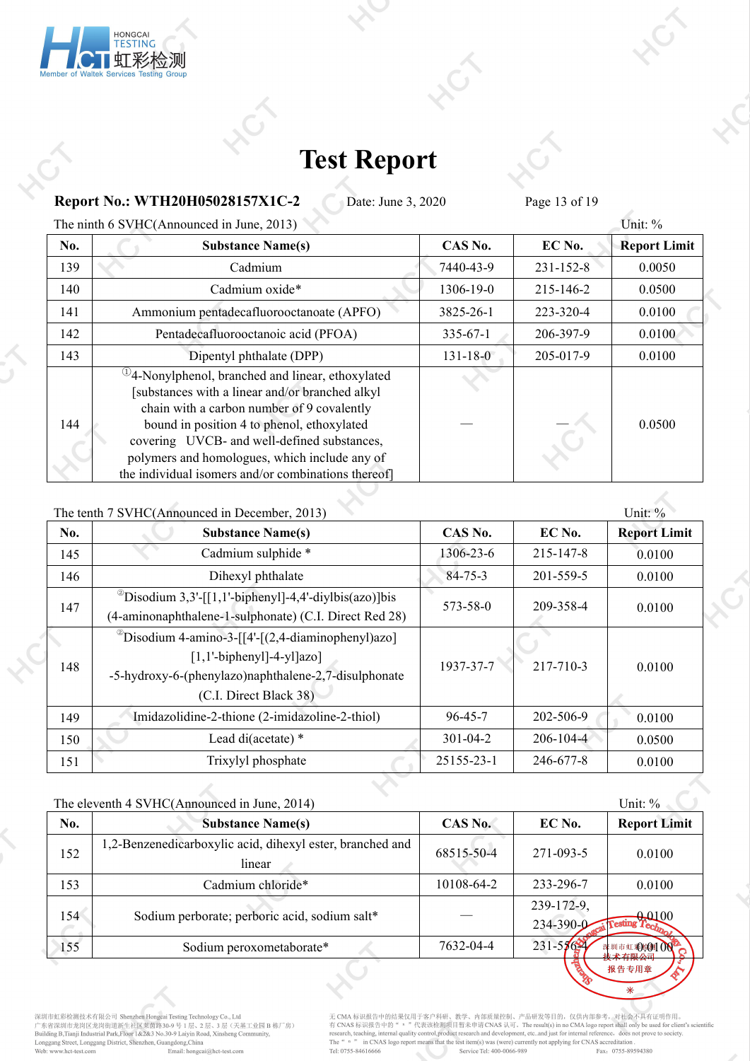# Test Report

**Report No.: WTH20H05028157X1C-2** Date: June 3, 2020

The ninth 6 SVHC(Announced in June, 2013) Unit: %

| No. | Substance Name(s) | CAS No. | EC No. | Report Limit |
|---|---|---|---|---|
| 139 | Cadmium | 7440-43-9 | 231-152-8 | 0.0050 |
| 140 | Cadmium oxide* | 1306-19-0 | 215-146-2 | 0.0500 |
| 141 | Ammonium pentadecafluorooctanoate (APFO) | 3825-26-1 | 223-320-4 | 0.0100 |
| 142 | Pentadecafluorooctanoic acid (PFOA) | 335-67-1 | 206-397-9 | 0.0100 |
| 143 | Dipentyl phthalate (DPP) | 131-18-0 | 205-017-9 | 0.0100 |
| 144 | ①4-Nonylphenol, branched and linear, ethoxylated [substances with a linear and/or branched alkyl chain with a carbon number of 9 covalently bound in position 4 to phenol, ethoxylated covering UVCB- and well-defined substances, polymers and homologues, which include any of the individual isomers and/or combinations thereof] | — | — | 0.0500 |

The tenth 7 SVHC(Announced in December, 2013) Unit: %

| No. | Substance Name(s) | CAS No. | EC No. | Report Limit |
|---|---|---|---|---|
| 145 | Cadmium sulphide * | 1306-23-6 | 215-147-8 | 0.0100 |
| 146 | Dihexyl phthalate | 84-75-3 | 201-559-5 | 0.0100 |
| 147 | ②Disodium 3,3'-[[1,1'-biphenyl]-4,4'-diylbis(azo)]bis (4-aminonaphthalene-1-sulphonate) (C.I. Direct Red 28) | 573-58-0 | 209-358-4 | 0.0100 |
| 148 | ②Disodium 4-amino-3-[[4'-[(2,4-diaminophenyl)azo] [1,1'-biphenyl]-4-yl]azo] -5-hydroxy-6-(phenylazo)naphthalene-2,7-disulphonate (C.I. Direct Black 38) | 1937-37-7 | 217-710-3 | 0.0100 |
| 149 | Imidazolidine-2-thione (2-imidazoline-2-thiol) | 96-45-7 | 202-506-9 | 0.0100 |
| 150 | Lead di(acetate) * | 301-04-2 | 206-104-4 | 0.0500 |
| 151 | Trixylyl phosphate | 25155-23-1 | 246-677-8 | 0.0100 |

The eleventh 4 SVHC(Announced in June, 2014) Unit: %

| No. | Substance Name(s) | CAS No. | EC No. | Report Limit |
|---|---|---|---|---|
| 152 | 1,2-Benzenedicarboxylic acid, dihexyl ester, branched and linear | 68515-50-4 | 271-093-5 | 0.0100 |
| 153 | Cadmium chloride* | 10108-64-2 | 233-296-7 | 0.0100 |
| 154 | Sodium perborate; perboric acid, sodium salt* | — | 239-172-9, 234-390-0 | 0.0100 |
| 155 | Sodium peroxometaborate* | 7632-04-4 | 231-556-4 | 0.0100 |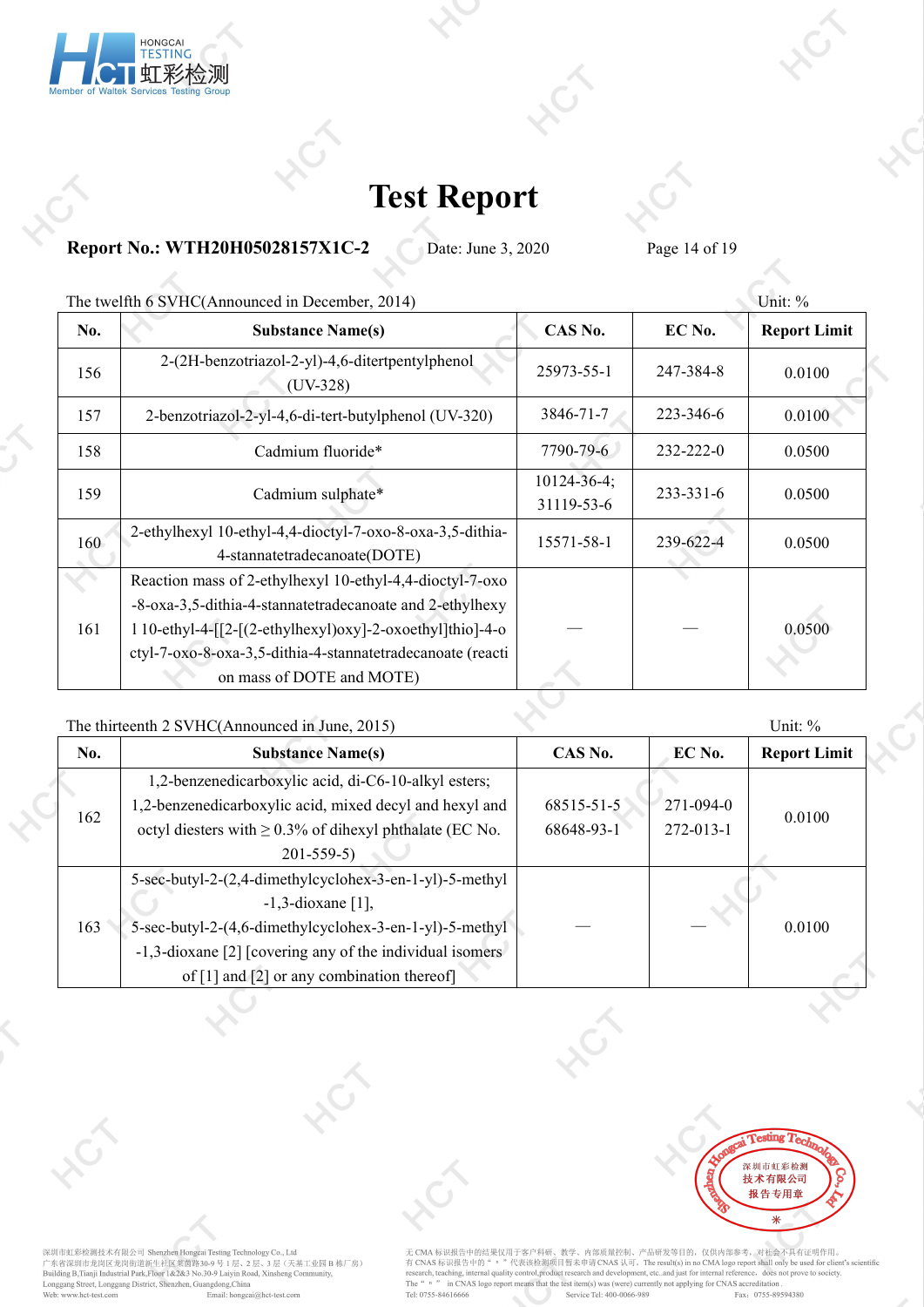# Test Report

**Report No.: WTH20H05028157X1C-2** Date: June 3, 2020

The twelfth 6 SVHC(Announced in December, 2014) Unit: %

| No. | Substance Name(s) | CAS No. | EC No. | Report Limit |
|---|---|---|---|---|
| 156 | 2-(2H-benzotriazol-2-yl)-4,6-ditertpentylphenol (UV-328) | 25973-55-1 | 247-384-8 | 0.0100 |
| 157 | 2-benzotriazol-2-yl-4,6-di-tert-butylphenol (UV-320) | 3846-71-7 | 223-346-6 | 0.0100 |
| 158 | Cadmium fluoride* | 7790-79-6 | 232-222-0 | 0.0500 |
| 159 | Cadmium sulphate* | 10124-36-4; 31119-53-6 | 233-331-6 | 0.0500 |
| 160 | 2-ethylhexyl 10-ethyl-4,4-dioctyl-7-oxo-8-oxa-3,5-dithia-4-stannatetradecanoate(DOTE) | 15571-58-1 | 239-622-4 | 0.0500 |
| 161 | Reaction mass of 2-ethylhexyl 10-ethyl-4,4-dioctyl-7-oxo-8-oxa-3,5-dithia-4-stannatetradecanoate and 2-ethylhexyl 10-ethyl-4-[[2-[(2-ethylhexyl)oxy]-2-oxoethyl]thio]-4-octyl-7-oxo-8-oxa-3,5-dithia-4-stannatetradecanoate (reaction mass of DOTE and MOTE) | — | — | 0.0500 |

The thirteenth 2 SVHC(Announced in June, 2015) Unit: %

| No. | Substance Name(s) | CAS No. | EC No. | Report Limit |
|---|---|---|---|---|
| 162 | 1,2-benzenedicarboxylic acid, di-C6-10-alkyl esters; 1,2-benzenedicarboxylic acid, mixed decyl and hexyl and octyl diesters with ≥ 0.3% of dihexyl phthalate (EC No. 201-559-5) | 68515-51-5 68648-93-1 | 271-094-0 272-013-1 | 0.0100 |
| 163 | 5-sec-butyl-2-(2,4-dimethylcyclohex-3-en-1-yl)-5-methyl-1,3-dioxane [1], 5-sec-butyl-2-(4,6-dimethylcyclohex-3-en-1-yl)-5-methyl-1,3-dioxane [2] [covering any of the individual isomers of [1] and [2] or any combination thereof] | — | — | 0.0100 |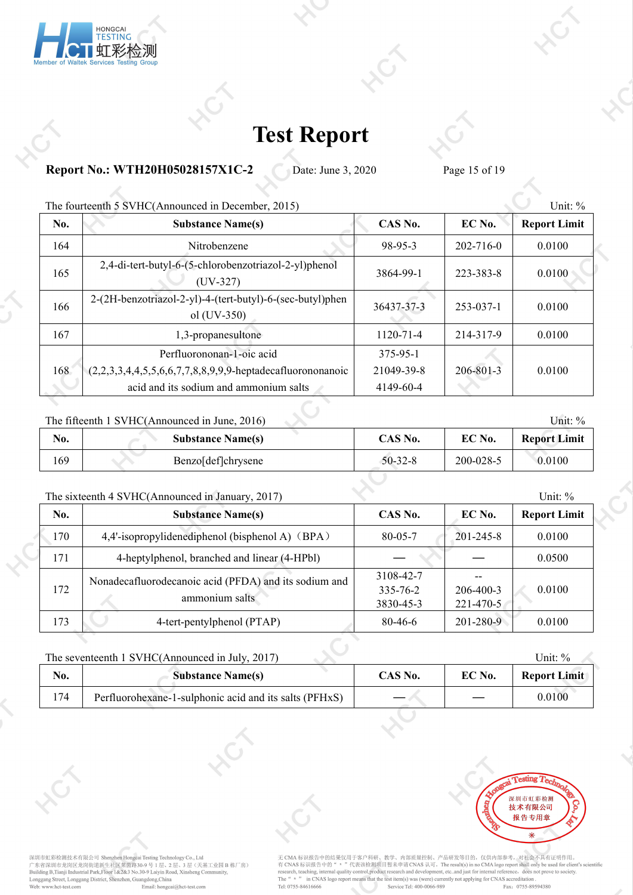# Test Report

**Report No.: WTH20H05028157X1C-2** Date: June 3, 2020

The fourteenth 5 SVHC(Announced in December, 2015) Unit: %

| No. | Substance Name(s) | CAS No. | EC No. | Report Limit |
|---|---|---|---|---|
| 164 | Nitrobenzene | 98-95-3 | 202-716-0 | 0.0100 |
| 165 | 2,4-di-tert-butyl-6-(5-chlorobenzotriazol-2-yl)phenol (UV-327) | 3864-99-1 | 223-383-8 | 0.0100 |
| 166 | 2-(2H-benzotriazol-2-yl)-4-(tert-butyl)-6-(sec-butyl)phenol (UV-350) | 36437-37-3 | 253-037-1 | 0.0100 |
| 167 | 1,3-propanesultone | 1120-71-4 | 214-317-9 | 0.0100 |
| 168 | Perfluorononan-1-oic acid (2,2,3,3,4,4,5,5,6,6,7,7,8,8,9,9,9-heptadecafluorononanoic acid and its sodium and ammonium salts | 375-95-1 21049-39-8 4149-60-4 | 206-801-3 | 0.0100 |

The fifteenth 1 SVHC(Announced in June, 2016) Unit: %

| No. | Substance Name(s) | CAS No. | EC No. | Report Limit |
|---|---|---|---|---|
| 169 | Benzo[def]chrysene | 50-32-8 | 200-028-5 | 0.0100 |

The sixteenth 4 SVHC(Announced in January, 2017) Unit: %

| No. | Substance Name(s) | CAS No. | EC No. | Report Limit |
|---|---|---|---|---|
| 170 | 4,4'-isopropylidenediphenol (bisphenol A)（BPA） | 80-05-7 | 201-245-8 | 0.0100 |
| 171 | 4-heptylphenol, branched and linear (4-HPbl) | — | — | 0.0500 |
| 172 | Nonadecafluorodecanoic acid (PFDA) and its sodium and ammonium salts | 3108-42-7 335-76-2 3830-45-3 | -- 206-400-3 221-470-5 | 0.0100 |
| 173 | 4-tert-pentylphenol (PTAP) | 80-46-6 | 201-280-9 | 0.0100 |

The seventeenth 1 SVHC(Announced in July, 2017) Unit: %

| No. | Substance Name(s) | CAS No. | EC No. | Report Limit |
|---|---|---|---|---|
| 174 | Perfluorohexane-1-sulphonic acid and its salts (PFHxS) | — | — | 0.0100 |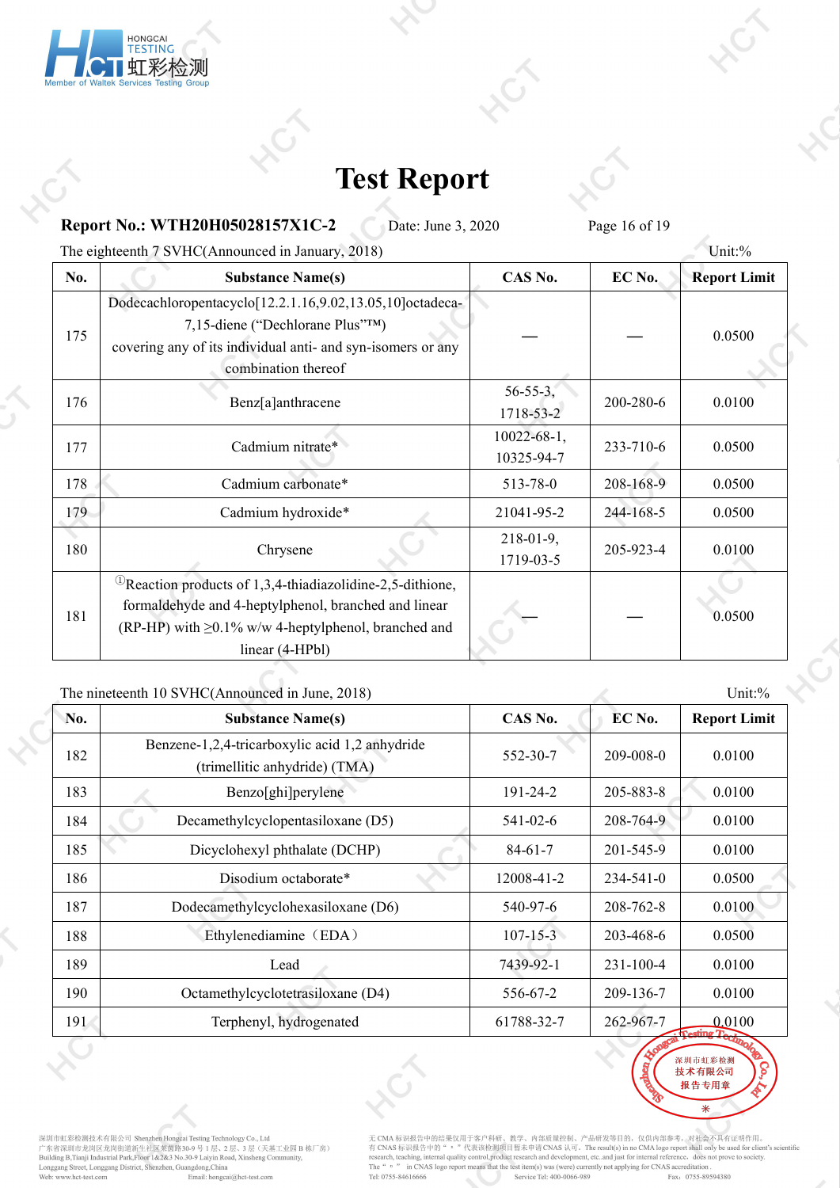# Test Report

**Report No.: WTH20H05028157X1C-2** Date: June 3, 2020

The eighteenth 7 SVHC(Announced in January, 2018) Unit:%

| No. | Substance Name(s) | CAS No. | EC No. | Report Limit |
|---|---|---|---|---|
| 175 | Dodecachloropentacyclo[12.2.1.16,9.02,13.05,10]octadeca-7,15-diene (“Dechlorane Plus”™) covering any of its individual anti- and syn-isomers or any combination thereof | — | — | 0.0500 |
| 176 | Benz[a]anthracene | 56-55-3, 1718-53-2 | 200-280-6 | 0.0100 |
| 177 | Cadmium nitrate* | 10022-68-1, 10325-94-7 | 233-710-6 | 0.0500 |
| 178 | Cadmium carbonate* | 513-78-0 | 208-168-9 | 0.0500 |
| 179 | Cadmium hydroxide* | 21041-95-2 | 244-168-5 | 0.0500 |
| 180 | Chrysene | 218-01-9, 1719-03-5 | 205-923-4 | 0.0100 |
| 181 | ①Reaction products of 1,3,4-thiadiazolidine-2,5-dithione, formaldehyde and 4-heptylphenol, branched and linear (RP-HP) with ≥0.1% w/w 4-heptylphenol, branched and linear (4-HPbl) | — | — | 0.0500 |

The nineteenth 10 SVHC(Announced in June, 2018) Unit:%

| No. | Substance Name(s) | CAS No. | EC No. | Report Limit |
|---|---|---|---|---|
| 182 | Benzene-1,2,4-tricarboxylic acid 1,2 anhydride (trimellitic anhydride) (TMA) | 552-30-7 | 209-008-0 | 0.0100 |
| 183 | Benzo[ghi]perylene | 191-24-2 | 205-883-8 | 0.0100 |
| 184 | Decamethylcyclopentasiloxane (D5) | 541-02-6 | 208-764-9 | 0.0100 |
| 185 | Dicyclohexyl phthalate (DCHP) | 84-61-7 | 201-545-9 | 0.0100 |
| 186 | Disodium octaborate* | 12008-41-2 | 234-541-0 | 0.0500 |
| 187 | Dodecamethylcyclohexasiloxane (D6) | 540-97-6 | 208-762-8 | 0.0100 |
| 188 | Ethylenediamine（EDA） | 107-15-3 | 203-468-6 | 0.0500 |
| 189 | Lead | 7439-92-1 | 231-100-4 | 0.0100 |
| 190 | Octamethylcyclotetrasiloxane (D4) | 556-67-2 | 209-136-7 | 0.0100 |
| 191 | Terphenyl, hydrogenated | 61788-32-7 | 262-967-7 | 0.0100 |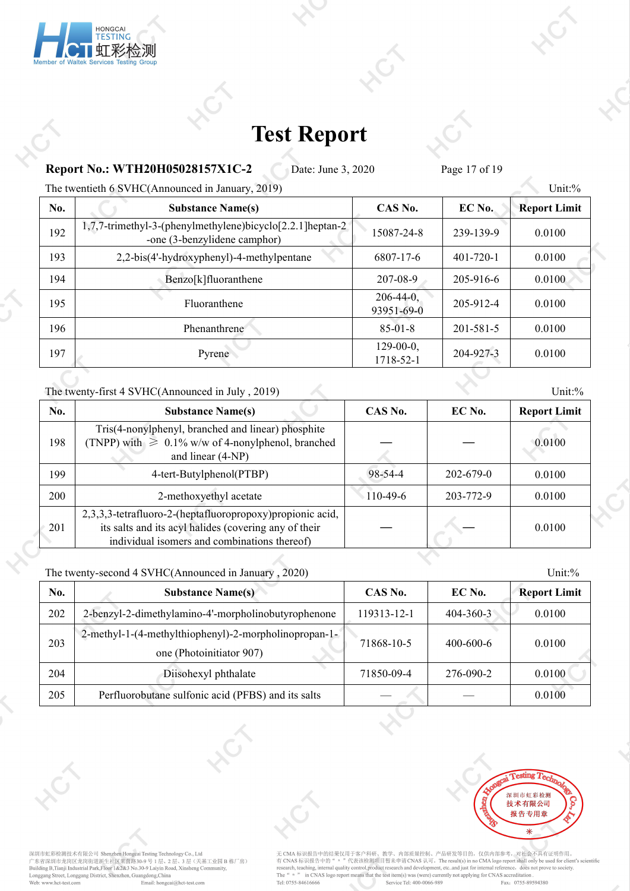# Test Report

**Report No.: WTH20H05028157X1C-2** Date: June 3, 2020

The twentieth 6 SVHC(Announced in January, 2019) Unit:%

| No. | Substance Name(s) | CAS No. | EC No. | Report Limit |
|---|---|---|---|---|
| 192 | 1,7,7-trimethyl-3-(phenylmethylene)bicyclo[2.2.1]heptan-2-one (3-benzylidene camphor) | 15087-24-8 | 239-139-9 | 0.0100 |
| 193 | 2,2-bis(4'-hydroxyphenyl)-4-methylpentane | 6807-17-6 | 401-720-1 | 0.0100 |
| 194 | Benzo[k]fluoranthene | 207-08-9 | 205-916-6 | 0.0100 |
| 195 | Fluoranthene | 206-44-0, 93951-69-0 | 205-912-4 | 0.0100 |
| 196 | Phenanthrene | 85-01-8 | 201-581-5 | 0.0100 |
| 197 | Pyrene | 129-00-0, 1718-52-1 | 204-927-3 | 0.0100 |

The twenty-first 4 SVHC(Announced in July , 2019) Unit:%

| No. | Substance Name(s) | CAS No. | EC No. | Report Limit |
|---|---|---|---|---|
| 198 | Tris(4-nonylphenyl, branched and linear) phosphite (TNPP) with ≥ 0.1% w/w of 4-nonylphenol, branched and linear (4-NP) | — | — | 0.0100 |
| 199 | 4-tert-Butylphenol(PTBP) | 98-54-4 | 202-679-0 | 0.0100 |
| 200 | 2-methoxyethyl acetate | 110-49-6 | 203-772-9 | 0.0100 |
| 201 | 2,3,3,3-tetrafluoro-2-(heptafluoropropoxy)propionic acid, its salts and its acyl halides (covering any of their individual isomers and combinations thereof) | — | — | 0.0100 |

The twenty-second 4 SVHC(Announced in January , 2020) Unit:%

| No. | Substance Name(s) | CAS No. | EC No. | Report Limit |
|---|---|---|---|---|
| 202 | 2-benzyl-2-dimethylamino-4'-morpholinobutyrophenone | 119313-12-1 | 404-360-3 | 0.0100 |
| 203 | 2-methyl-1-(4-methylthiophenyl)-2-morpholinopropan-1-one (Photoinitiator 907) | 71868-10-5 | 400-600-6 | 0.0100 |
| 204 | Diisohexyl phthalate | 71850-09-4 | 276-090-2 | 0.0100 |
| 205 | Perfluorobutane sulfonic acid (PFBS) and its salts | — | — | 0.0100 |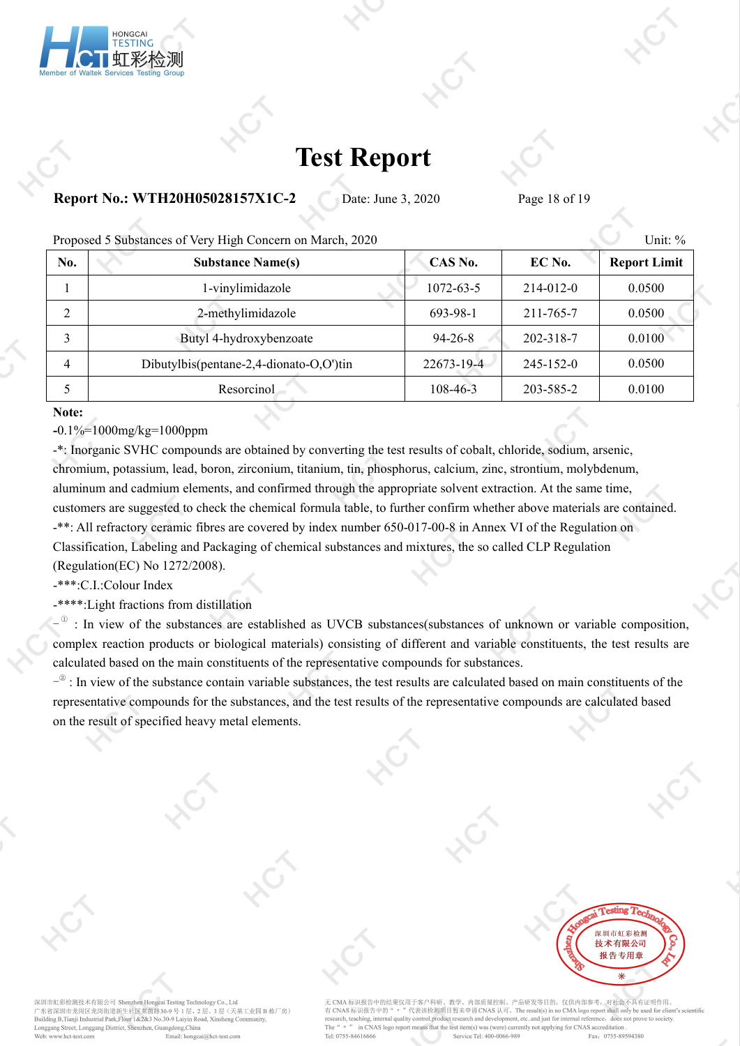# Test Report

**Report No.: WTH20H05028157X1C-2** Date: June 3, 2020

Proposed 5 Substances of Very High Concern on March, 2020 Unit: %

| No. | Substance Name(s) | CAS No. | EC No. | Report Limit |
|---|---|---|---|---|
| 1 | 1-vinylimidazole | 1072-63-5 | 214-012-0 | 0.0500 |
| 2 | 2-methylimidazole | 693-98-1 | 211-765-7 | 0.0500 |
| 3 | Butyl 4-hydroxybenzoate | 94-26-8 | 202-318-7 | 0.0100 |
| 4 | Dibutylbis(pentane-2,4-dionato-O,O')tin | 22673-19-4 | 245-152-0 | 0.0500 |
| 5 | Resorcinol | 108-46-3 | 203-585-2 | 0.0100 |

**Note:**

-0.1%=1000mg/kg=1000ppm

-*: Inorganic SVHC compounds are obtained by converting the test results of cobalt, chloride, sodium, arsenic, chromium, potassium, lead, boron, zirconium, titanium, tin, phosphorus, calcium, zinc, strontium, molybdenum, aluminum and cadmium elements, and confirmed through the appropriate solvent extraction. At the same time, customers are suggested to check the chemical formula table, to further confirm whether above materials are contained.

-**: All refractory ceramic fibres are covered by index number 650-017-00-8 in Annex VI of the Regulation on Classification, Labeling and Packaging of chemical substances and mixtures, the so called CLP Regulation (Regulation(EC) No 1272/2008).

-***:C.I.:Colour Index

-****:Light fractions from distillation

-① : In view of the substances are established as UVCB substances(substances of unknown or variable composition, complex reaction products or biological materials) consisting of different and variable constituents, the test results are calculated based on the main constituents of the representative compounds for substances.

-② : In view of the substance contain variable substances, the test results are calculated based on main constituents of the representative compounds for the substances, and the test results of the representative compounds are calculated based on the result of specified heavy metal elements.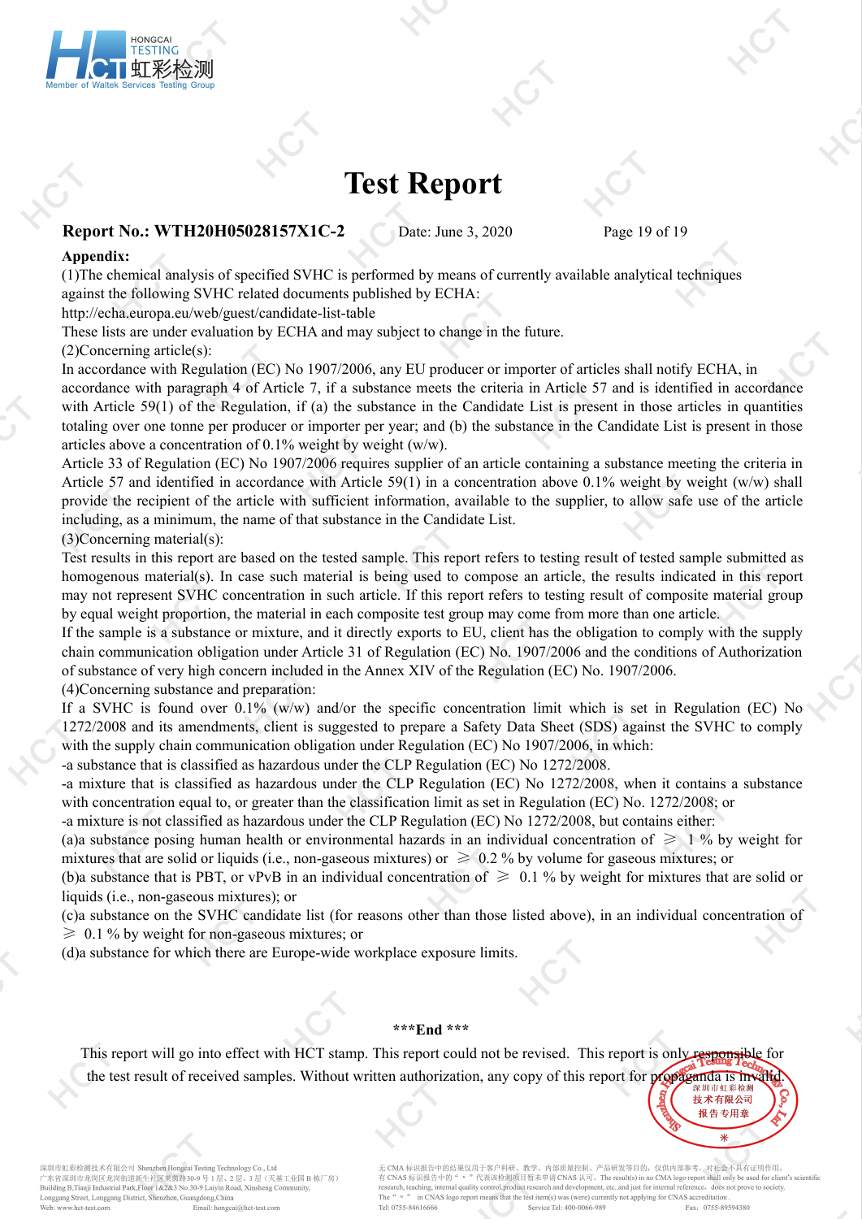# Test Report

**Report No.: WTH20H05028157X1C-2** Date: June 3, 2020

**Appendix:**

(1)The chemical analysis of specified SVHC is performed by means of currently available analytical techniques against the following SVHC related documents published by ECHA:

http://echa.europa.eu/web/guest/candidate-list-table

These lists are under evaluation by ECHA and may subject to change in the future.

(2)Concerning article(s):

In accordance with Regulation (EC) No 1907/2006, any EU producer or importer of articles shall notify ECHA, in accordance with paragraph 4 of Article 7, if a substance meets the criteria in Article 57 and is identified in accordance with Article 59(1) of the Regulation, if (a) the substance in the Candidate List is present in those articles in quantities totaling over one tonne per producer or importer per year; and (b) the substance in the Candidate List is present in those articles above a concentration of 0.1% weight by weight (w/w).

Article 33 of Regulation (EC) No 1907/2006 requires supplier of an article containing a substance meeting the criteria in Article 57 and identified in accordance with Article 59(1) in a concentration above 0.1% weight by weight (w/w) shall provide the recipient of the article with sufficient information, available to the supplier, to allow safe use of the article including, as a minimum, the name of that substance in the Candidate List.

(3)Concerning material(s):

Test results in this report are based on the tested sample. This report refers to testing result of tested sample submitted as homogenous material(s). In case such material is being used to compose an article, the results indicated in this report may not represent SVHC concentration in such article. If this report refers to testing result of composite material group by equal weight proportion, the material in each composite test group may come from more than one article.

If the sample is a substance or mixture, and it directly exports to EU, client has the obligation to comply with the supply chain communication obligation under Article 31 of Regulation (EC) No. 1907/2006 and the conditions of Authorization of substance of very high concern included in the Annex XIV of the Regulation (EC) No. 1907/2006.

(4)Concerning substance and preparation:

If a SVHC is found over 0.1% (w/w) and/or the specific concentration limit which is set in Regulation (EC) No 1272/2008 and its amendments, client is suggested to prepare a Safety Data Sheet (SDS) against the SVHC to comply with the supply chain communication obligation under Regulation (EC) No 1907/2006, in which:

-a substance that is classified as hazardous under the CLP Regulation (EC) No 1272/2008.

-a mixture that is classified as hazardous under the CLP Regulation (EC) No 1272/2008, when it contains a substance with concentration equal to, or greater than the classification limit as set in Regulation (EC) No. 1272/2008; or

-a mixture is not classified as hazardous under the CLP Regulation (EC) No 1272/2008, but contains either:

(a)a substance posing human health or environmental hazards in an individual concentration of ≥ 1 % by weight for mixtures that are solid or liquids (i.e., non-gaseous mixtures) or ≥ 0.2 % by volume for gaseous mixtures; or

(b)a substance that is PBT, or vPvB in an individual concentration of ≥ 0.1 % by weight for mixtures that are solid or liquids (i.e., non-gaseous mixtures); or

(c)a substance on the SVHC candidate list (for reasons other than those listed above), in an individual concentration of ≥ 0.1 % by weight for non-gaseous mixtures; or

(d)a substance for which there are Europe-wide workplace exposure limits.

***End ***

This report will go into effect with HCT stamp. This report could not be revised. This report is only responsible for the test result of received samples. Without written authorization, any copy of this report for propaganda is invalid.